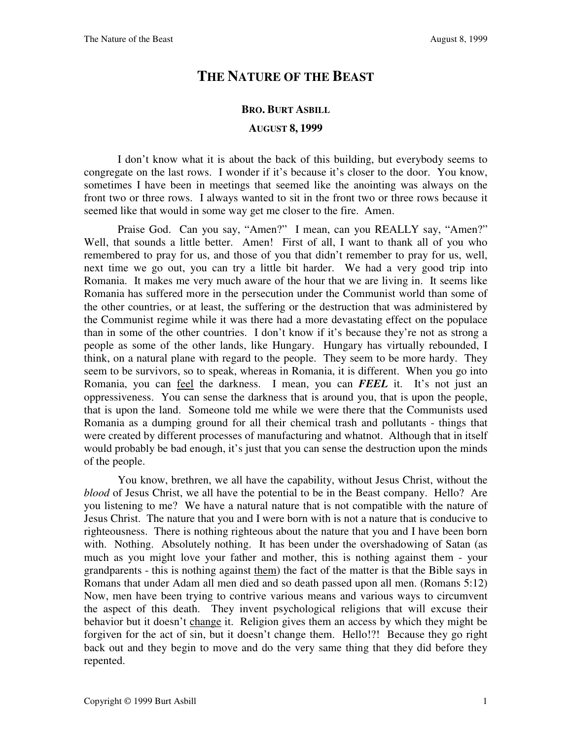# THE NATURE OF THE BEAST

**BRO. BURT ASBILL**

**AUGUST 8, 1999**

I don't know what it is about the back of this building, but everybody seems to congregate on the last rows. I wonder if it's because it's closer to the door. You know, sometimes I have been in meetings that seemed like the anointing was always on the front two or three rows. I always wanted to sit in the front two or three rows because it seemed like that would in some way get me closer to the fire. Amen.

Praise God. Can you say, "Amen?" I mean, can you REALLY say, "Amen?" Well, that sounds a little better. Amen! First of all, I want to thank all of you who remembered to pray for us, and those of you that didn't remember to pray for us, well, next time we go out, you can try a little bit harder. We had a very good trip into Romania. It makes me very much aware of the hour that we are living in. It seems like Romania has suffered more in the persecution under the Communist world than some of the other countries, or at least, the suffering or the destruction that was administered by the Communist regime while it was there had a more devastating effect on the populace than in some of the other countries. I don't know if it's because they're not as strong a people as some of the other lands, like Hungary. Hungary has virtually rebounded, I think, on a natural plane with regard to the people. They seem to be more hardy. They seem to be survivors, so to speak, whereas in Romania, it is different. When you go into Romania, you can <u>feel</u> the darkness. I mean, you can ***FEEL*** it. It's not just an oppressiveness. You can sense the darkness that is around you, that is upon the people, that is upon the land. Someone told me while we were there that the Communists used Romania as a dumping ground for all their chemical trash and pollutants - things that were created by different processes of manufacturing and whatnot. Although that in itself would probably be bad enough, it's just that you can sense the destruction upon the minds of the people.

You know, brethren, we all have the capability, without Jesus Christ, without the *blood* of Jesus Christ, we all have the potential to be in the Beast company. Hello? Are you listening to me? We have a natural nature that is not compatible with the nature of Jesus Christ. The nature that you and I were born with is not a nature that is conducive to righteousness. There is nothing righteous about the nature that you and I have been born with. Nothing. Absolutely nothing. It has been under the overshadowing of Satan (as much as you might love your father and mother, this is nothing against them - your grandparents - this is nothing against <u>them</u>) the fact of the matter is that the Bible says in Romans that under Adam all men died and so death passed upon all men. (Romans 5:12) Now, men have been trying to contrive various means and various ways to circumvent the aspect of this death. They invent psychological religions that will excuse their behavior but it doesn't <u>change</u> it. Religion gives them an access by which they might be forgiven for the act of sin, but it doesn't change them. Hello!?! Because they go right back out and they begin to move and do the very same thing that they did before they repented.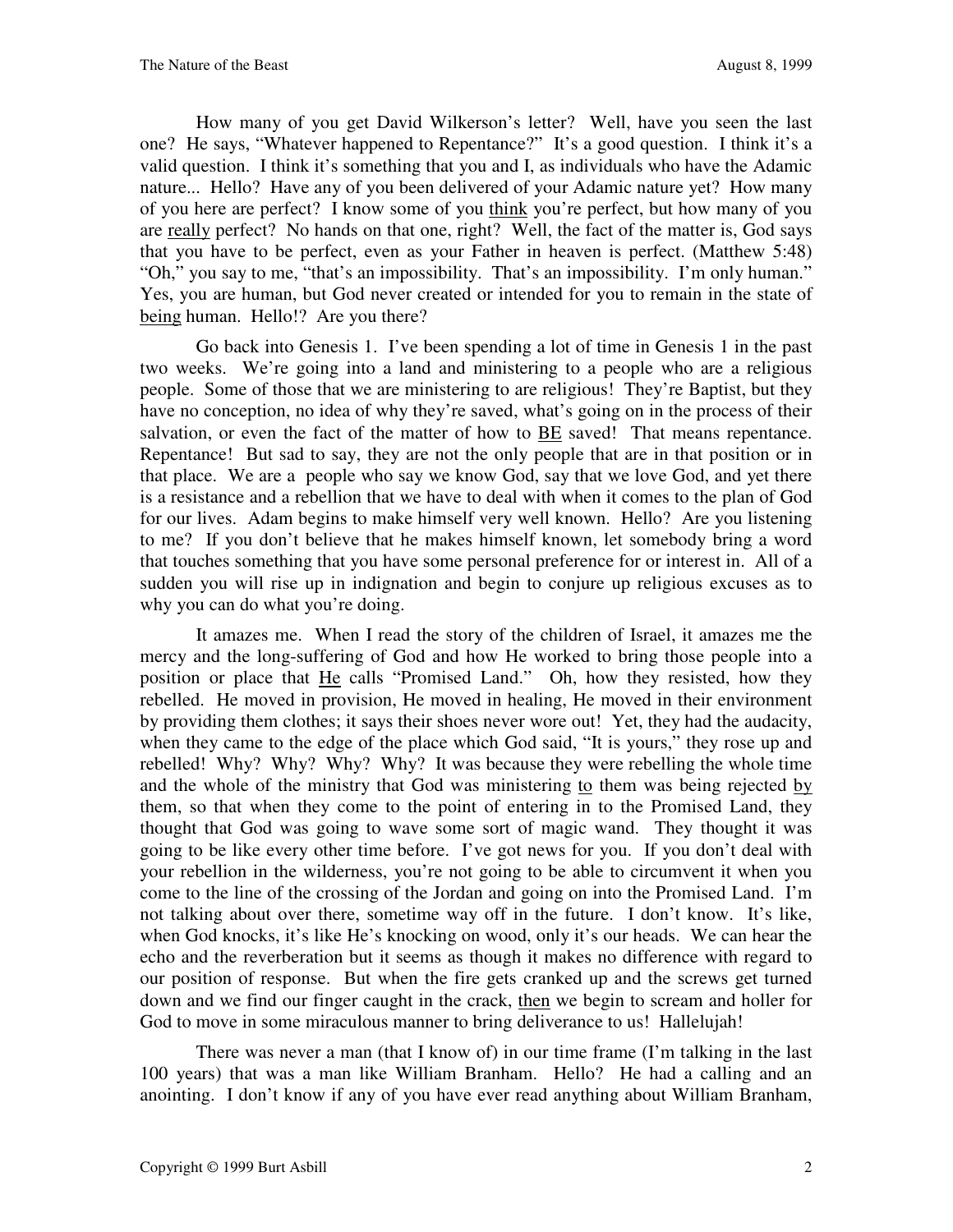How many of you get David Wilkerson's letter? Well, have you seen the last one? He says, "Whatever happened to Repentance?" It's a good question. I think it's a valid question. I think it's something that you and I, as individuals who have the Adamic nature... Hello? Have any of you been delivered of your Adamic nature yet? How many of you here are perfect? I know some of you <u>think</u> you're perfect, but how many of you are <u>really</u> perfect? No hands on that one, right? Well, the fact of the matter is, God says that you have to be perfect, even as your Father in heaven is perfect. (Matthew 5:48) "Oh," you say to me, "that's an impossibility. That's an impossibility. I'm only human." Yes, you are human, but God never created or intended for you to remain in the state of <u>being</u> human. Hello!? Are you there?

Go back into Genesis 1. I've been spending a lot of time in Genesis 1 in the past two weeks. We're going into a land and ministering to a people who are a religious people. Some of those that we are ministering to are religious! They're Baptist, but they have no conception, no idea of why they're saved, what's going on in the process of their salvation, or even the fact of the matter of how to <u>BE</u> saved! That means repentance. Repentance! But sad to say, they are not the only people that are in that position or in that place. We are a people who say we know God, say that we love God, and yet there is a resistance and a rebellion that we have to deal with when it comes to the plan of God for our lives. Adam begins to make himself very well known. Hello? Are you listening to me? If you don't believe that he makes himself known, let somebody bring a word that touches something that you have some personal preference for or interest in. All of a sudden you will rise up in indignation and begin to conjure up religious excuses as to why you can do what you're doing.

It amazes me. When I read the story of the children of Israel, it amazes me the mercy and the long-suffering of God and how He worked to bring those people into a position or place that <u>He</u> calls "Promised Land." Oh, how they resisted, how they rebelled. He moved in provision, He moved in healing, He moved in their environment by providing them clothes; it says their shoes never wore out! Yet, they had the audacity, when they came to the edge of the place which God said, "It is yours," they rose up and rebelled! Why? Why? Why? Why? It was because they were rebelling the whole time and the whole of the ministry that God was ministering <u>to</u> them was being rejected <u>by</u> them, so that when they come to the point of entering in to the Promised Land, they thought that God was going to wave some sort of magic wand. They thought it was going to be like every other time before. I've got news for you. If you don't deal with your rebellion in the wilderness, you're not going to be able to circumvent it when you come to the line of the crossing of the Jordan and going on into the Promised Land. I'm not talking about over there, sometime way off in the future. I don't know. It's like, when God knocks, it's like He's knocking on wood, only it's our heads. We can hear the echo and the reverberation but it seems as though it makes no difference with regard to our position of response. But when the fire gets cranked up and the screws get turned down and we find our finger caught in the crack, <u>then</u> we begin to scream and holler for God to move in some miraculous manner to bring deliverance to us! Hallelujah!

There was never a man (that I know of) in our time frame (I'm talking in the last 100 years) that was a man like William Branham. Hello? He had a calling and an anointing. I don't know if any of you have ever read anything about William Branham,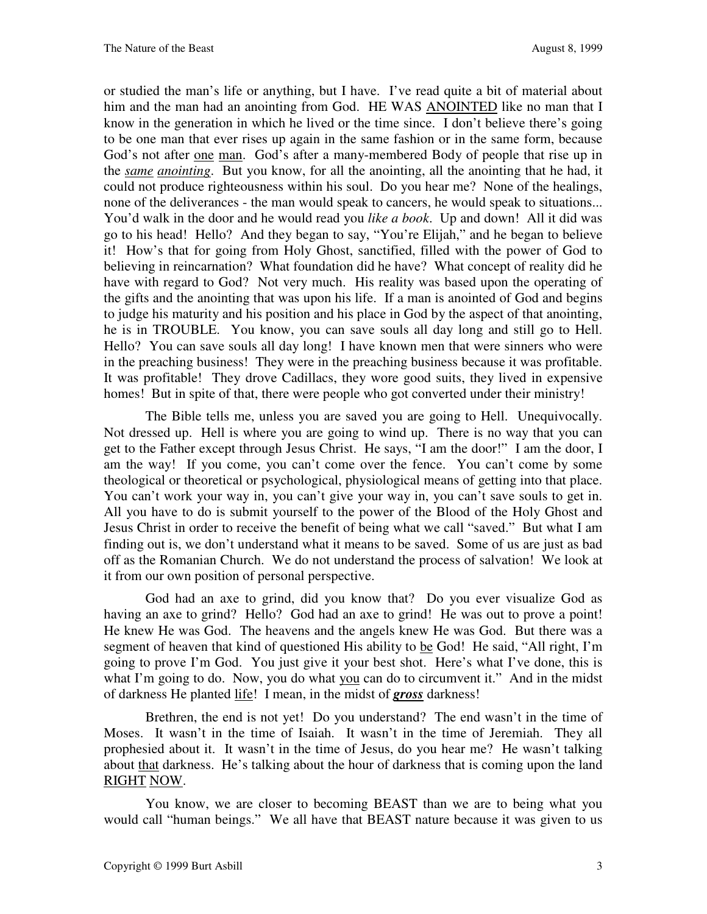or studied the man's life or anything, but I have. I've read quite a bit of material about him and the man had an anointing from God. HE WAS ANOINTED like no man that I know in the generation in which he lived or the time since. I don't believe there's going to be one man that ever rises up again in the same fashion or in the same form, because God's not after one man. God's after a many-membered Body of people that rise up in the ***same anointing***. But you know, for all the anointing, all the anointing that he had, it could not produce righteousness within his soul. Do you hear me? None of the healings, none of the deliverances - the man would speak to cancers, he would speak to situations... You'd walk in the door and he would read you *like a book*. Up and down! All it did was go to his head! Hello? And they began to say, "You're Elijah," and he began to believe it! How's that for going from Holy Ghost, sanctified, filled with the power of God to believing in reincarnation? What foundation did he have? What concept of reality did he have with regard to God? Not very much. His reality was based upon the operating of the gifts and the anointing that was upon his life. If a man is anointed of God and begins to judge his maturity and his position and his place in God by the aspect of that anointing, he is in TROUBLE. You know, you can save souls all day long and still go to Hell. Hello? You can save souls all day long! I have known men that were sinners who were in the preaching business! They were in the preaching business because it was profitable. It was profitable! They drove Cadillacs, they wore good suits, they lived in expensive homes! But in spite of that, there were people who got converted under their ministry!

The Bible tells me, unless you are saved you are going to Hell. Unequivocally. Not dressed up. Hell is where you are going to wind up. There is no way that you can get to the Father except through Jesus Christ. He says, "I am the door!" I am the door, I am the way! If you come, you can't come over the fence. You can't come by some theological or theoretical or psychological, physiological means of getting into that place. You can't work your way in, you can't give your way in, you can't save souls to get in. All you have to do is submit yourself to the power of the Blood of the Holy Ghost and Jesus Christ in order to receive the benefit of being what we call "saved." But what I am finding out is, we don't understand what it means to be saved. Some of us are just as bad off as the Romanian Church. We do not understand the process of salvation! We look at it from our own position of personal perspective.

God had an axe to grind, did you know that? Do you ever visualize God as having an axe to grind? Hello? God had an axe to grind! He was out to prove a point! He knew He was God. The heavens and the angels knew He was God. But there was a segment of heaven that kind of questioned His ability to be God! He said, "All right, I'm going to prove I'm God. You just give it your best shot. Here's what I've done, this is what I'm going to do. Now, you do what you can do to circumvent it." And in the midst of darkness He planted life! I mean, in the midst of ***gross*** darkness!

Brethren, the end is not yet! Do you understand? The end wasn't in the time of Moses. It wasn't in the time of Isaiah. It wasn't in the time of Jeremiah. They all prophesied about it. It wasn't in the time of Jesus, do you hear me? He wasn't talking about that darkness. He's talking about the hour of darkness that is coming upon the land RIGHT NOW.

You know, we are closer to becoming BEAST than we are to being what you would call "human beings." We all have that BEAST nature because it was given to us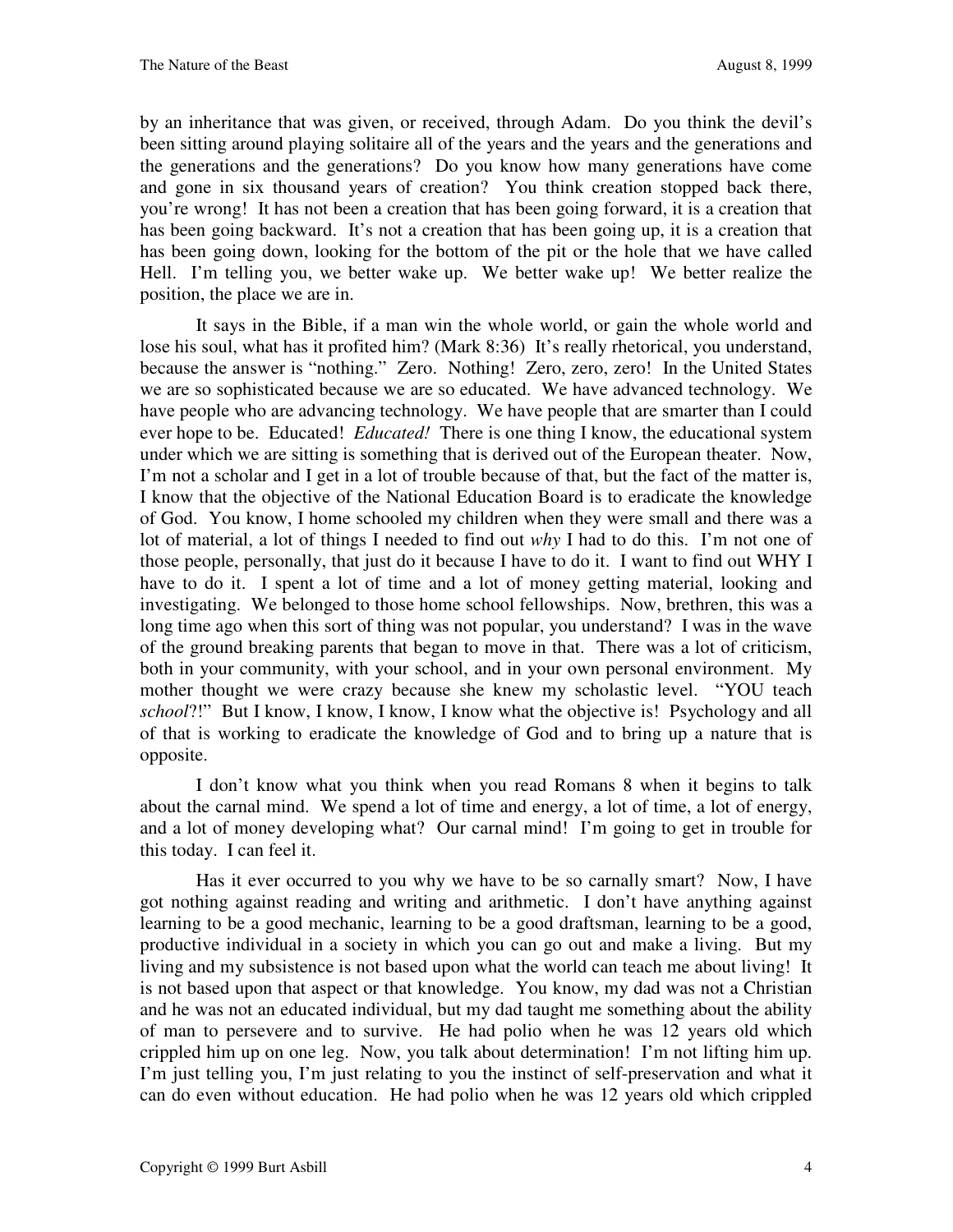by an inheritance that was given, or received, through Adam. Do you think the devil's been sitting around playing solitaire all of the years and the years and the generations and the generations and the generations? Do you know how many generations have come and gone in six thousand years of creation? You think creation stopped back there, you're wrong! It has not been a creation that has been going forward, it is a creation that has been going backward. It's not a creation that has been going up, it is a creation that has been going down, looking for the bottom of the pit or the hole that we have called Hell. I'm telling you, we better wake up. We better wake up! We better realize the position, the place we are in.

It says in the Bible, if a man win the whole world, or gain the whole world and lose his soul, what has it profited him? (Mark 8:36) It's really rhetorical, you understand, because the answer is "nothing." Zero. Nothing! Zero, zero, zero! In the United States we are so sophisticated because we are so educated. We have advanced technology. We have people who are advancing technology. We have people that are smarter than I could ever hope to be. Educated! *Educated!* There is one thing I know, the educational system under which we are sitting is something that is derived out of the European theater. Now, I'm not a scholar and I get in a lot of trouble because of that, but the fact of the matter is, I know that the objective of the National Education Board is to eradicate the knowledge of God. You know, I home schooled my children when they were small and there was a lot of material, a lot of things I needed to find out *why* I had to do this. I'm not one of those people, personally, that just do it because I have to do it. I want to find out WHY I have to do it. I spent a lot of time and a lot of money getting material, looking and investigating. We belonged to those home school fellowships. Now, brethren, this was a long time ago when this sort of thing was not popular, you understand? I was in the wave of the ground breaking parents that began to move in that. There was a lot of criticism, both in your community, with your school, and in your own personal environment. My mother thought we were crazy because she knew my scholastic level. "YOU teach *school*?!" But I know, I know, I know, I know what the objective is! Psychology and all of that is working to eradicate the knowledge of God and to bring up a nature that is opposite.

I don't know what you think when you read Romans 8 when it begins to talk about the carnal mind. We spend a lot of time and energy, a lot of time, a lot of energy, and a lot of money developing what? Our carnal mind! I'm going to get in trouble for this today. I can feel it.

Has it ever occurred to you why we have to be so carnally smart? Now, I have got nothing against reading and writing and arithmetic. I don't have anything against learning to be a good mechanic, learning to be a good draftsman, learning to be a good, productive individual in a society in which you can go out and make a living. But my living and my subsistence is not based upon what the world can teach me about living! It is not based upon that aspect or that knowledge. You know, my dad was not a Christian and he was not an educated individual, but my dad taught me something about the ability of man to persevere and to survive. He had polio when he was 12 years old which crippled him up on one leg. Now, you talk about determination! I'm not lifting him up. I'm just telling you, I'm just relating to you the instinct of self-preservation and what it can do even without education. He had polio when he was 12 years old which crippled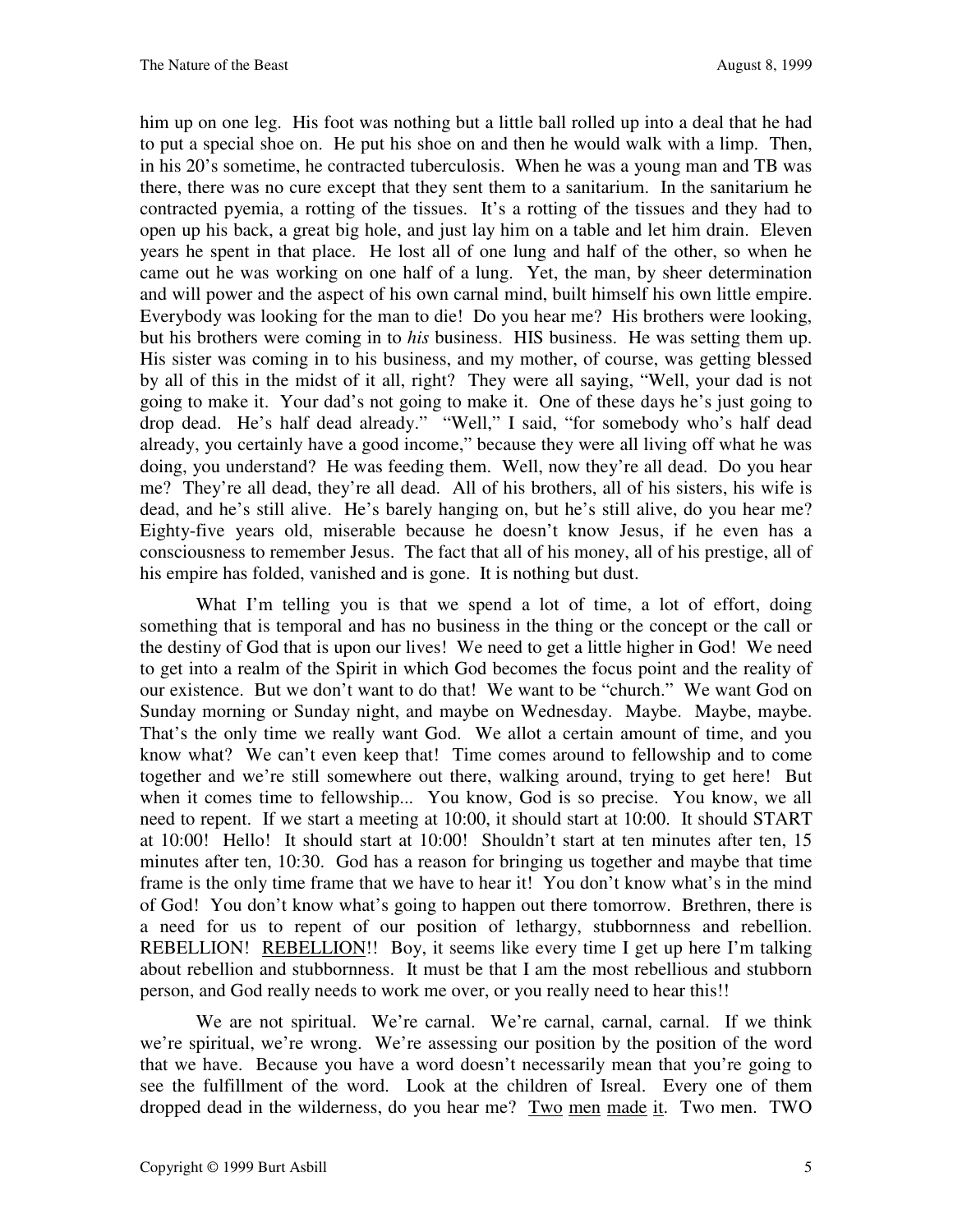him up on one leg. His foot was nothing but a little ball rolled up into a deal that he had to put a special shoe on. He put his shoe on and then he would walk with a limp. Then, in his 20's sometime, he contracted tuberculosis. When he was a young man and TB was there, there was no cure except that they sent them to a sanitarium. In the sanitarium he contracted pyemia, a rotting of the tissues. It's a rotting of the tissues and they had to open up his back, a great big hole, and just lay him on a table and let him drain. Eleven years he spent in that place. He lost all of one lung and half of the other, so when he came out he was working on one half of a lung. Yet, the man, by sheer determination and will power and the aspect of his own carnal mind, built himself his own little empire. Everybody was looking for the man to die! Do you hear me? His brothers were looking, but his brothers were coming in to *his* business. HIS business. He was setting them up. His sister was coming in to his business, and my mother, of course, was getting blessed by all of this in the midst of it all, right? They were all saying, "Well, your dad is not going to make it. Your dad's not going to make it. One of these days he's just going to drop dead. He's half dead already." "Well," I said, "for somebody who's half dead already, you certainly have a good income," because they were all living off what he was doing, you understand? He was feeding them. Well, now they're all dead. Do you hear me? They're all dead, they're all dead. All of his brothers, all of his sisters, his wife is dead, and he's still alive. He's barely hanging on, but he's still alive, do you hear me? Eighty-five years old, miserable because he doesn't know Jesus, if he even has a consciousness to remember Jesus. The fact that all of his money, all of his prestige, all of his empire has folded, vanished and is gone. It is nothing but dust.

What I'm telling you is that we spend a lot of time, a lot of effort, doing something that is temporal and has no business in the thing or the concept or the call or the destiny of God that is upon our lives! We need to get a little higher in God! We need to get into a realm of the Spirit in which God becomes the focus point and the reality of our existence. But we don't want to do that! We want to be "church." We want God on Sunday morning or Sunday night, and maybe on Wednesday. Maybe. Maybe, maybe. That's the only time we really want God. We allot a certain amount of time, and you know what? We can't even keep that! Time comes around to fellowship and to come together and we're still somewhere out there, walking around, trying to get here! But when it comes time to fellowship... You know, God is so precise. You know, we all need to repent. If we start a meeting at 10:00, it should start at 10:00. It should START at 10:00! Hello! It should start at 10:00! Shouldn't start at ten minutes after ten, 15 minutes after ten, 10:30. God has a reason for bringing us together and maybe that time frame is the only time frame that we have to hear it! You don't know what's in the mind of God! You don't know what's going to happen out there tomorrow. Brethren, there is a need for us to repent of our position of lethargy, stubbornness and rebellion. REBELLION! <u>REBELLION</u>!! Boy, it seems like every time I get up here I'm talking about rebellion and stubbornness. It must be that I am the most rebellious and stubborn person, and God really needs to work me over, or you really need to hear this!!

We are not spiritual. We're carnal. We're carnal, carnal, carnal. If we think we're spiritual, we're wrong. We're assessing our position by the position of the word that we have. Because you have a word doesn't necessarily mean that you're going to see the fulfillment of the word. Look at the children of Isreal. Every one of them dropped dead in the wilderness, do you hear me? <u>Two</u> <u>men</u> <u>made</u> <u>it</u>. Two men. TWO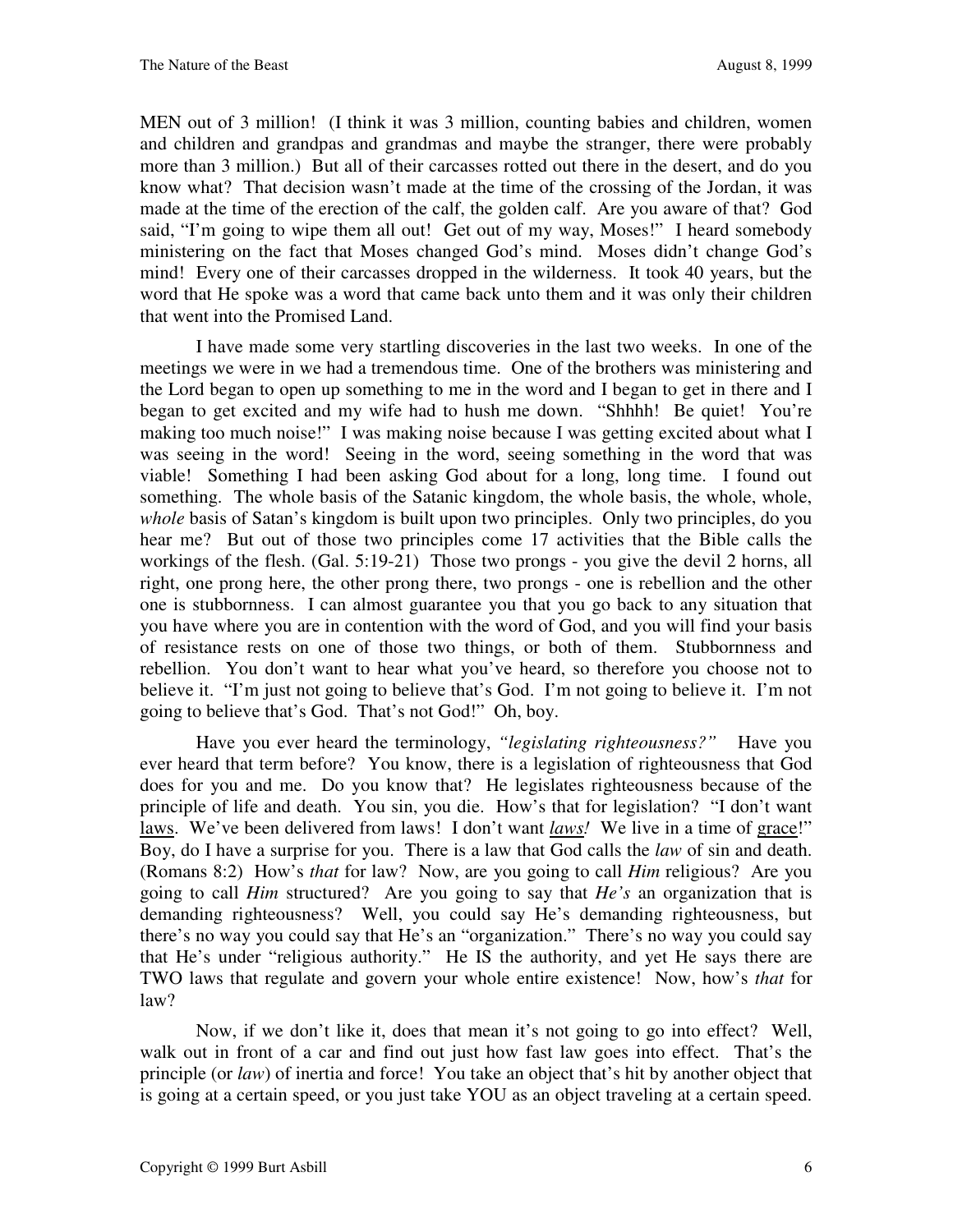MEN out of 3 million! (I think it was 3 million, counting babies and children, women and children and grandpas and grandmas and maybe the stranger, there were probably more than 3 million.) But all of their carcasses rotted out there in the desert, and do you know what? That decision wasn't made at the time of the crossing of the Jordan, it was made at the time of the erection of the calf, the golden calf. Are you aware of that? God said, "I'm going to wipe them all out! Get out of my way, Moses!" I heard somebody ministering on the fact that Moses changed God's mind. Moses didn't change God's mind! Every one of their carcasses dropped in the wilderness. It took 40 years, but the word that He spoke was a word that came back unto them and it was only their children that went into the Promised Land.

I have made some very startling discoveries in the last two weeks. In one of the meetings we were in we had a tremendous time. One of the brothers was ministering and the Lord began to open up something to me in the word and I began to get in there and I began to get excited and my wife had to hush me down. "Shhhh! Be quiet! You're making too much noise!" I was making noise because I was getting excited about what I was seeing in the word! Seeing in the word, seeing something in the word that was viable! Something I had been asking God about for a long, long time. I found out something. The whole basis of the Satanic kingdom, the whole basis, the whole, whole, *whole* basis of Satan's kingdom is built upon two principles. Only two principles, do you hear me? But out of those two principles come 17 activities that the Bible calls the workings of the flesh. (Gal. 5:19-21) Those two prongs - you give the devil 2 horns, all right, one prong here, the other prong there, two prongs - one is rebellion and the other one is stubbornness. I can almost guarantee you that you go back to any situation that you have where you are in contention with the word of God, and you will find your basis of resistance rests on one of those two things, or both of them. Stubbornness and rebellion. You don't want to hear what you've heard, so therefore you choose not to believe it. "I'm just not going to believe that's God. I'm not going to believe it. I'm not going to believe that's God. That's not God!" Oh, boy.

Have you ever heard the terminology, *"legislating righteousness?"* Have you ever heard that term before? You know, there is a legislation of righteousness that God does for you and me. Do you know that? He legislates righteousness because of the principle of life and death. You sin, you die. How's that for legislation? "I don't want laws. We've been delivered from laws! I don't want ***laws!*** We live in a time of grace!" Boy, do I have a surprise for you. There is a law that God calls the *law* of sin and death. (Romans 8:2) How's *that* for law? Now, are you going to call *Him* religious? Are you going to call *Him* structured? Are you going to say that *He's* an organization that is demanding righteousness? Well, you could say He's demanding righteousness, but there's no way you could say that He's an "organization." There's no way you could say that He's under "religious authority." He IS the authority, and yet He says there are TWO laws that regulate and govern your whole entire existence! Now, how's *that* for law?

Now, if we don't like it, does that mean it's not going to go into effect? Well, walk out in front of a car and find out just how fast law goes into effect. That's the principle (or *law*) of inertia and force! You take an object that's hit by another object that is going at a certain speed, or you just take YOU as an object traveling at a certain speed.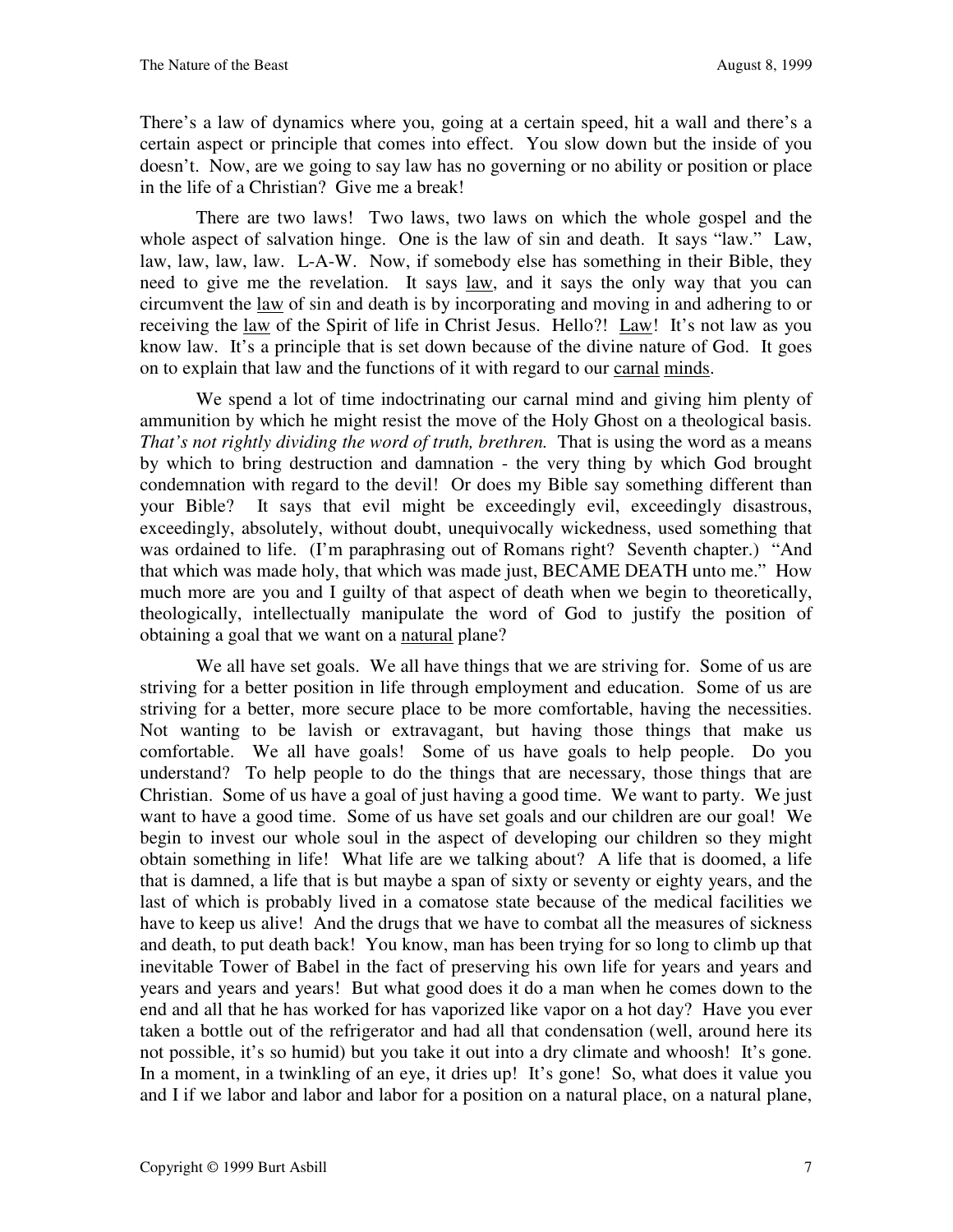There's a law of dynamics where you, going at a certain speed, hit a wall and there's a certain aspect or principle that comes into effect. You slow down but the inside of you doesn't. Now, are we going to say law has no governing or no ability or position or place in the life of a Christian? Give me a break!

There are two laws! Two laws, two laws on which the whole gospel and the whole aspect of salvation hinge. One is the law of sin and death. It says "law." Law, law, law, law, law. L-A-W. Now, if somebody else has something in their Bible, they need to give me the revelation. It says <u>law</u>, and it says the only way that you can circumvent the <u>law</u> of sin and death is by incorporating and moving in and adhering to or receiving the <u>law</u> of the Spirit of life in Christ Jesus. Hello?! <u>Law</u>! It's not law as you know law. It's a principle that is set down because of the divine nature of God. It goes on to explain that law and the functions of it with regard to our <u>carnal</u> <u>minds</u>.

We spend a lot of time indoctrinating our carnal mind and giving him plenty of ammunition by which he might resist the move of the Holy Ghost on a theological basis. *That's not rightly dividing the word of truth, brethren.* That is using the word as a means by which to bring destruction and damnation - the very thing by which God brought condemnation with regard to the devil! Or does my Bible say something different than your Bible? It says that evil might be exceedingly evil, exceedingly disastrous, exceedingly, absolutely, without doubt, unequivocally wickedness, used something that was ordained to life. (I'm paraphrasing out of Romans right? Seventh chapter.) "And that which was made holy, that which was made just, BECAME DEATH unto me." How much more are you and I guilty of that aspect of death when we begin to theoretically, theologically, intellectually manipulate the word of God to justify the position of obtaining a goal that we want on a <u>natural</u> plane?

We all have set goals. We all have things that we are striving for. Some of us are striving for a better position in life through employment and education. Some of us are striving for a better, more secure place to be more comfortable, having the necessities. Not wanting to be lavish or extravagant, but having those things that make us comfortable. We all have goals! Some of us have goals to help people. Do you understand? To help people to do the things that are necessary, those things that are Christian. Some of us have a goal of just having a good time. We want to party. We just want to have a good time. Some of us have set goals and our children are our goal! We begin to invest our whole soul in the aspect of developing our children so they might obtain something in life! What life are we talking about? A life that is doomed, a life that is damned, a life that is but maybe a span of sixty or seventy or eighty years, and the last of which is probably lived in a comatose state because of the medical facilities we have to keep us alive! And the drugs that we have to combat all the measures of sickness and death, to put death back! You know, man has been trying for so long to climb up that inevitable Tower of Babel in the fact of preserving his own life for years and years and years and years and years! But what good does it do a man when he comes down to the end and all that he has worked for has vaporized like vapor on a hot day? Have you ever taken a bottle out of the refrigerator and had all that condensation (well, around here its not possible, it's so humid) but you take it out into a dry climate and whoosh! It's gone. In a moment, in a twinkling of an eye, it dries up! It's gone! So, what does it value you and I if we labor and labor and labor for a position on a natural place, on a natural plane,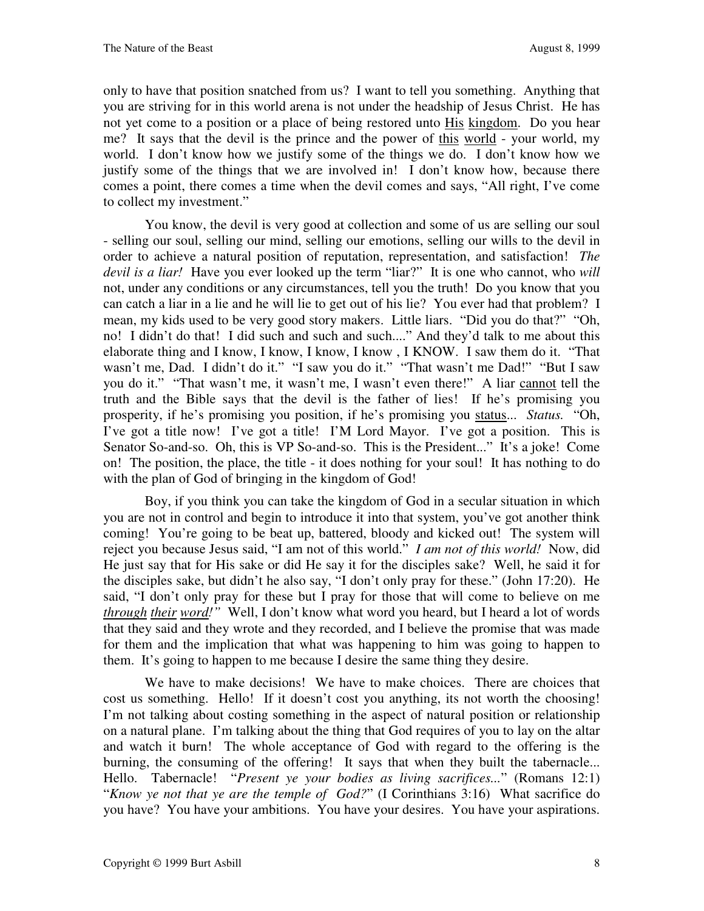only to have that position snatched from us? I want to tell you something. Anything that you are striving for in this world arena is not under the headship of Jesus Christ. He has not yet come to a position or a place of being restored unto <u>His</u> <u>kingdom</u>. Do you hear me? It says that the devil is the prince and the power of <u>this</u> <u>world</u> - your world, my world. I don't know how we justify some of the things we do. I don't know how we justify some of the things that we are involved in! I don't know how, because there comes a point, there comes a time when the devil comes and says, "All right, I've come to collect my investment."

You know, the devil is very good at collection and some of us are selling our soul - selling our soul, selling our mind, selling our emotions, selling our wills to the devil in order to achieve a natural position of reputation, representation, and satisfaction! *The devil is a liar!* Have you ever looked up the term "liar?" It is one who cannot, who *will* not, under any conditions or any circumstances, tell you the truth! Do you know that you can catch a liar in a lie and he will lie to get out of his lie? You ever had that problem? I mean, my kids used to be very good story makers. Little liars. "Did you do that?" "Oh, no! I didn't do that! I did such and such and such...." And they'd talk to me about this elaborate thing and I know, I know, I know, I know , I KNOW. I saw them do it. "That wasn't me, Dad. I didn't do it." "I saw you do it." "That wasn't me Dad!" "But I saw you do it." "That wasn't me, it wasn't me, I wasn't even there!" A liar <u>cannot</u> tell the truth and the Bible says that the devil is the father of lies! If he's promising you prosperity, if he's promising you position, if he's promising you <u>status</u>... *Status.* "Oh, I've got a title now! I've got a title! I'M Lord Mayor. I've got a position. This is Senator So-and-so. Oh, this is VP So-and-so. This is the President..." It's a joke! Come on! The position, the place, the title - it does nothing for your soul! It has nothing to do with the plan of God of bringing in the kingdom of God!

Boy, if you think you can take the kingdom of God in a secular situation in which you are not in control and begin to introduce it into that system, you've got another think coming! You're going to be beat up, battered, bloody and kicked out! The system will reject you because Jesus said, "I am not of this world." *I am not of this world!* Now, did He just say that for His sake or did He say it for the disciples sake? Well, he said it for the disciples sake, but didn't he also say, "I don't only pray for these." (John 17:20). He said, "I don't only pray for these but I pray for those that will come to believe on me <u>*through*</u> <u>*their*</u> <u>*word!*</u>" Well, I don't know what word you heard, but I heard a lot of words that they said and they wrote and they recorded, and I believe the promise that was made for them and the implication that what was happening to him was going to happen to them. It's going to happen to me because I desire the same thing they desire.

We have to make decisions! We have to make choices. There are choices that cost us something. Hello! If it doesn't cost you anything, its not worth the choosing! I'm not talking about costing something in the aspect of natural position or relationship on a natural plane. I'm talking about the thing that God requires of you to lay on the altar and watch it burn! The whole acceptance of God with regard to the offering is the burning, the consuming of the offering! It says that when they built the tabernacle... Hello. Tabernacle! "*Present ye your bodies as living sacrifices...*" (Romans 12:1) "*Know ye not that ye are the temple of God?*" (I Corinthians 3:16) What sacrifice do you have? You have your ambitions. You have your desires. You have your aspirations.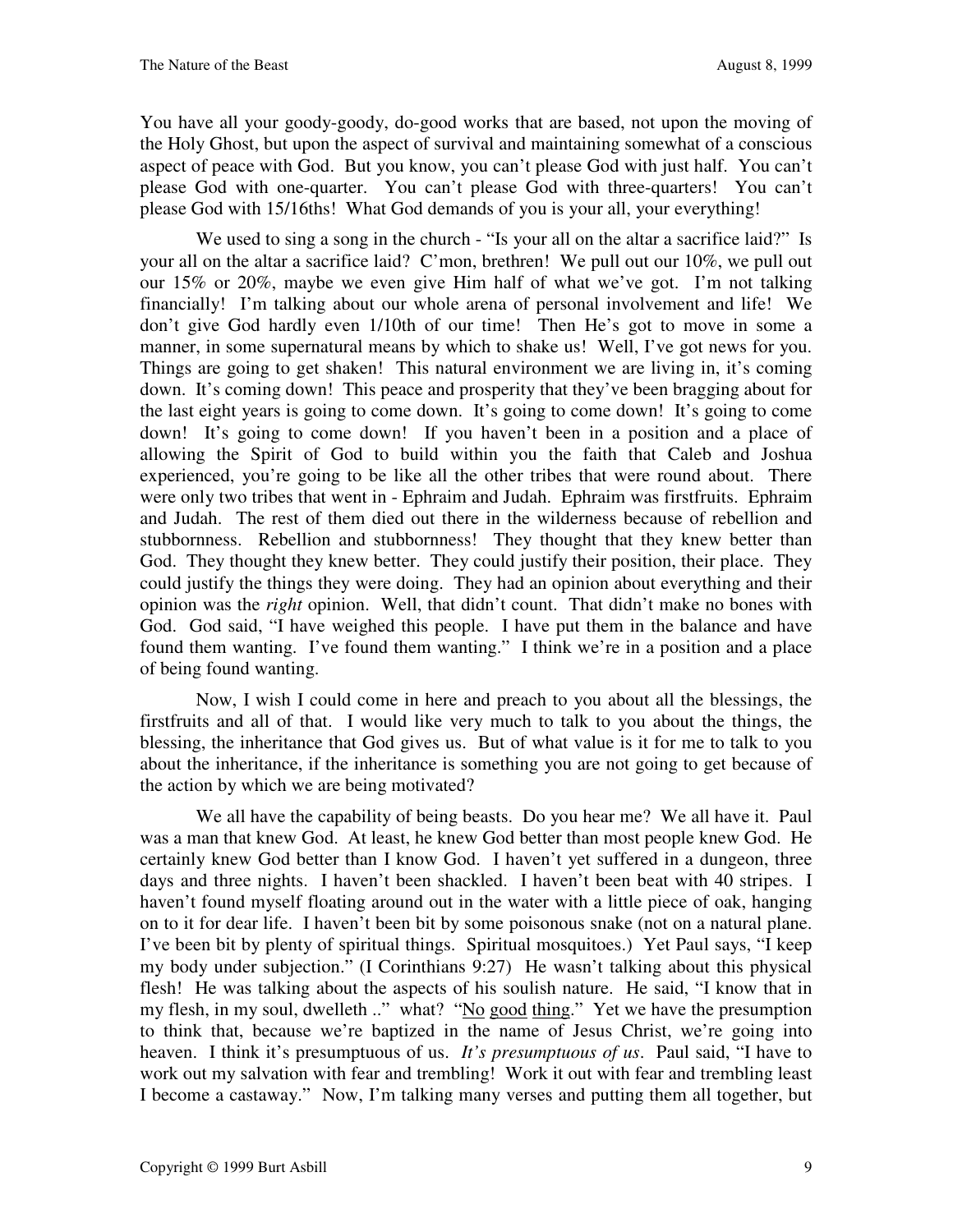You have all your goody-goody, do-good works that are based, not upon the moving of the Holy Ghost, but upon the aspect of survival and maintaining somewhat of a conscious aspect of peace with God. But you know, you can't please God with just half. You can't please God with one-quarter. You can't please God with three-quarters! You can't please God with 15/16ths! What God demands of you is your all, your everything!

We used to sing a song in the church - "Is your all on the altar a sacrifice laid?" Is your all on the altar a sacrifice laid? C'mon, brethren! We pull out our 10%, we pull out our 15% or 20%, maybe we even give Him half of what we've got. I'm not talking financially! I'm talking about our whole arena of personal involvement and life! We don't give God hardly even 1/10th of our time! Then He's got to move in some a manner, in some supernatural means by which to shake us! Well, I've got news for you. Things are going to get shaken! This natural environment we are living in, it's coming down. It's coming down! This peace and prosperity that they've been bragging about for the last eight years is going to come down. It's going to come down! It's going to come down! It's going to come down! If you haven't been in a position and a place of allowing the Spirit of God to build within you the faith that Caleb and Joshua experienced, you're going to be like all the other tribes that were round about. There were only two tribes that went in - Ephraim and Judah. Ephraim was firstfruits. Ephraim and Judah. The rest of them died out there in the wilderness because of rebellion and stubbornness. Rebellion and stubbornness! They thought that they knew better than God. They thought they knew better. They could justify their position, their place. They could justify the things they were doing. They had an opinion about everything and their opinion was the *right* opinion. Well, that didn't count. That didn't make no bones with God. God said, "I have weighed this people. I have put them in the balance and have found them wanting. I've found them wanting." I think we're in a position and a place of being found wanting.

Now, I wish I could come in here and preach to you about all the blessings, the firstfruits and all of that. I would like very much to talk to you about the things, the blessing, the inheritance that God gives us. But of what value is it for me to talk to you about the inheritance, if the inheritance is something you are not going to get because of the action by which we are being motivated?

We all have the capability of being beasts. Do you hear me? We all have it. Paul was a man that knew God. At least, he knew God better than most people knew God. He certainly knew God better than I know God. I haven't yet suffered in a dungeon, three days and three nights. I haven't been shackled. I haven't been beat with 40 stripes. I haven't found myself floating around out in the water with a little piece of oak, hanging on to it for dear life. I haven't been bit by some poisonous snake (not on a natural plane. I've been bit by plenty of spiritual things. Spiritual mosquitoes.) Yet Paul says, "I keep my body under subjection." (I Corinthians 9:27) He wasn't talking about this physical flesh! He was talking about the aspects of his soulish nature. He said, "I know that in my flesh, in my soul, dwelleth .." what? "<u>No</u> <u>good</u> <u>thing</u>." Yet we have the presumption to think that, because we're baptized in the name of Jesus Christ, we're going into heaven. I think it's presumptuous of us. *It's presumptuous of us*. Paul said, "I have to work out my salvation with fear and trembling! Work it out with fear and trembling least I become a castaway." Now, I'm talking many verses and putting them all together, but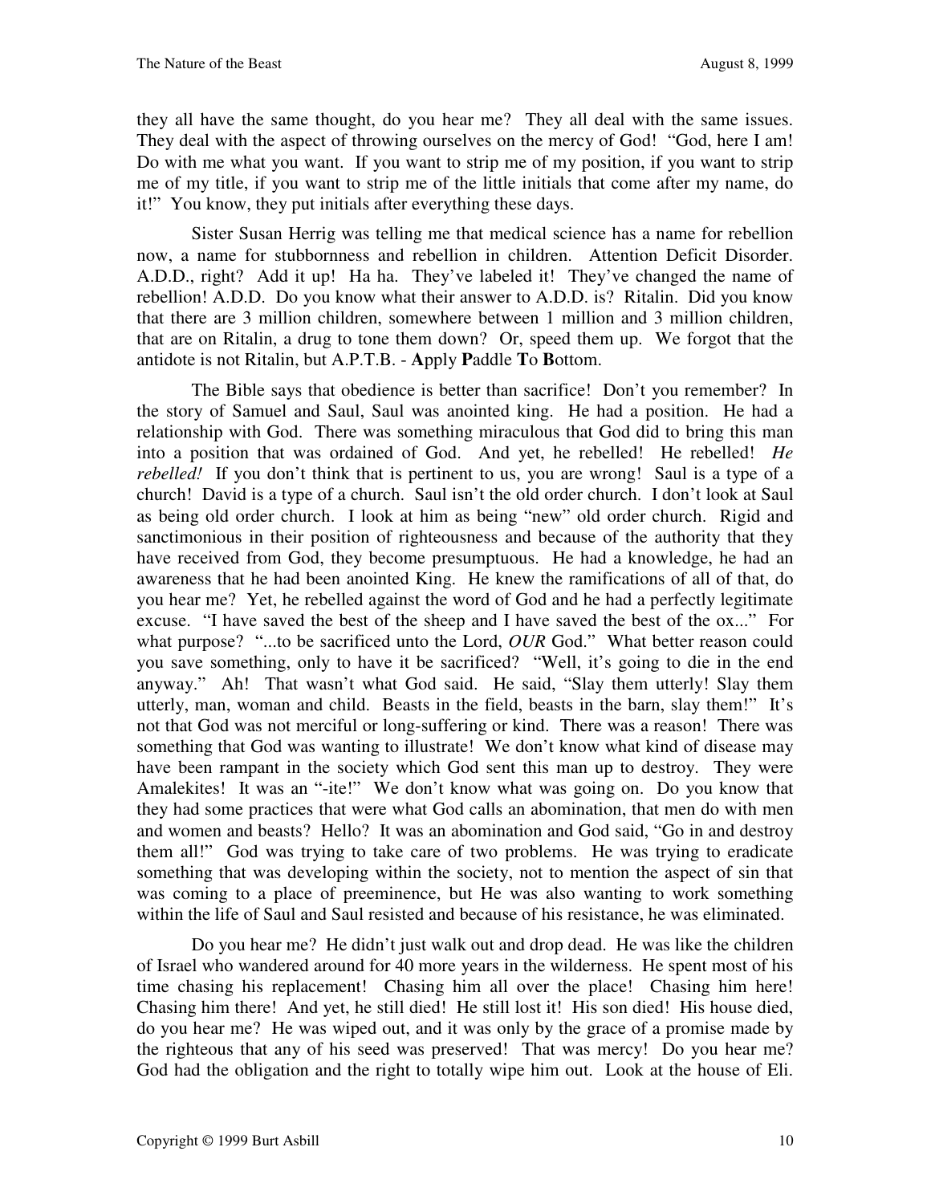they all have the same thought, do you hear me? They all deal with the same issues. They deal with the aspect of throwing ourselves on the mercy of God! "God, here I am! Do with me what you want. If you want to strip me of my position, if you want to strip me of my title, if you want to strip me of the little initials that come after my name, do it!" You know, they put initials after everything these days.

Sister Susan Herrig was telling me that medical science has a name for rebellion now, a name for stubbornness and rebellion in children. Attention Deficit Disorder. A.D.D., right? Add it up! Ha ha. They've labeled it! They've changed the name of rebellion! A.D.D. Do you know what their answer to A.D.D. is? Ritalin. Did you know that there are 3 million children, somewhere between 1 million and 3 million children, that are on Ritalin, a drug to tone them down? Or, speed them up. We forgot that the antidote is not Ritalin, but A.P.T.B. - **A**pply **P**addle **T**o **B**ottom.

The Bible says that obedience is better than sacrifice! Don't you remember? In the story of Samuel and Saul, Saul was anointed king. He had a position. He had a relationship with God. There was something miraculous that God did to bring this man into a position that was ordained of God. And yet, he rebelled! He rebelled! *He rebelled!* If you don't think that is pertinent to us, you are wrong! Saul is a type of a church! David is a type of a church. Saul isn't the old order church. I don't look at Saul as being old order church. I look at him as being "new" old order church. Rigid and sanctimonious in their position of righteousness and because of the authority that they have received from God, they become presumptuous. He had a knowledge, he had an awareness that he had been anointed King. He knew the ramifications of all of that, do you hear me? Yet, he rebelled against the word of God and he had a perfectly legitimate excuse. "I have saved the best of the sheep and I have saved the best of the ox..." For what purpose? "...to be sacrificed unto the Lord, *OUR* God." What better reason could you save something, only to have it be sacrificed? "Well, it's going to die in the end anyway." Ah! That wasn't what God said. He said, "Slay them utterly! Slay them utterly, man, woman and child. Beasts in the field, beasts in the barn, slay them!" It's not that God was not merciful or long-suffering or kind. There was a reason! There was something that God was wanting to illustrate! We don't know what kind of disease may have been rampant in the society which God sent this man up to destroy. They were Amalekites! It was an "-ite!" We don't know what was going on. Do you know that they had some practices that were what God calls an abomination, that men do with men and women and beasts? Hello? It was an abomination and God said, "Go in and destroy them all!" God was trying to take care of two problems. He was trying to eradicate something that was developing within the society, not to mention the aspect of sin that was coming to a place of preeminence, but He was also wanting to work something within the life of Saul and Saul resisted and because of his resistance, he was eliminated.

Do you hear me? He didn't just walk out and drop dead. He was like the children of Israel who wandered around for 40 more years in the wilderness. He spent most of his time chasing his replacement! Chasing him all over the place! Chasing him here! Chasing him there! And yet, he still died! He still lost it! His son died! His house died, do you hear me? He was wiped out, and it was only by the grace of a promise made by the righteous that any of his seed was preserved! That was mercy! Do you hear me? God had the obligation and the right to totally wipe him out. Look at the house of Eli.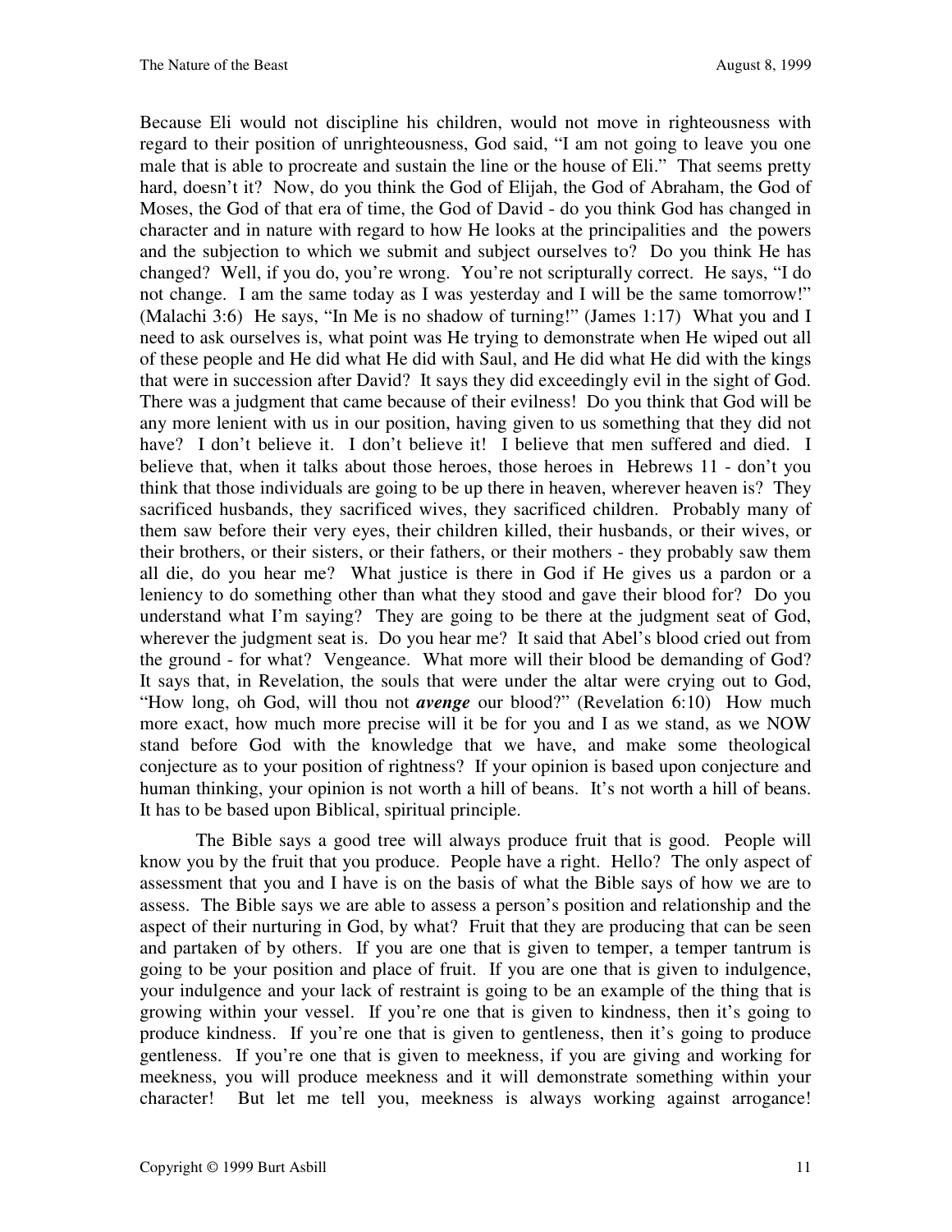Because Eli would not discipline his children, would not move in righteousness with regard to their position of unrighteousness, God said, "I am not going to leave you one male that is able to procreate and sustain the line or the house of Eli." That seems pretty hard, doesn't it? Now, do you think the God of Elijah, the God of Abraham, the God of Moses, the God of that era of time, the God of David - do you think God has changed in character and in nature with regard to how He looks at the principalities and the powers and the subjection to which we submit and subject ourselves to? Do you think He has changed? Well, if you do, you're wrong. You're not scripturally correct. He says, "I do not change. I am the same today as I was yesterday and I will be the same tomorrow!" (Malachi 3:6) He says, "In Me is no shadow of turning!" (James 1:17) What you and I need to ask ourselves is, what point was He trying to demonstrate when He wiped out all of these people and He did what He did with Saul, and He did what He did with the kings that were in succession after David? It says they did exceedingly evil in the sight of God. There was a judgment that came because of their evilness! Do you think that God will be any more lenient with us in our position, having given to us something that they did not have? I don't believe it. I don't believe it! I believe that men suffered and died. I believe that, when it talks about those heroes, those heroes in Hebrews 11 - don't you think that those individuals are going to be up there in heaven, wherever heaven is? They sacrificed husbands, they sacrificed wives, they sacrificed children. Probably many of them saw before their very eyes, their children killed, their husbands, or their wives, or their brothers, or their sisters, or their fathers, or their mothers - they probably saw them all die, do you hear me? What justice is there in God if He gives us a pardon or a leniency to do something other than what they stood and gave their blood for? Do you understand what I'm saying? They are going to be there at the judgment seat of God, wherever the judgment seat is. Do you hear me? It said that Abel's blood cried out from the ground - for what? Vengeance. What more will their blood be demanding of God? It says that, in Revelation, the souls that were under the altar were crying out to God, "How long, oh God, will thou not ***avenge*** our blood?" (Revelation 6:10) How much more exact, how much more precise will it be for you and I as we stand, as we NOW stand before God with the knowledge that we have, and make some theological conjecture as to your position of rightness? If your opinion is based upon conjecture and human thinking, your opinion is not worth a hill of beans. It's not worth a hill of beans. It has to be based upon Biblical, spiritual principle.

The Bible says a good tree will always produce fruit that is good. People will know you by the fruit that you produce. People have a right. Hello? The only aspect of assessment that you and I have is on the basis of what the Bible says of how we are to assess. The Bible says we are able to assess a person's position and relationship and the aspect of their nurturing in God, by what? Fruit that they are producing that can be seen and partaken of by others. If you are one that is given to temper, a temper tantrum is going to be your position and place of fruit. If you are one that is given to indulgence, your indulgence and your lack of restraint is going to be an example of the thing that is growing within your vessel. If you're one that is given to kindness, then it's going to produce kindness. If you're one that is given to gentleness, then it's going to produce gentleness. If you're one that is given to meekness, if you are giving and working for meekness, you will produce meekness and it will demonstrate something within your character! But let me tell you, meekness is always working against arrogance!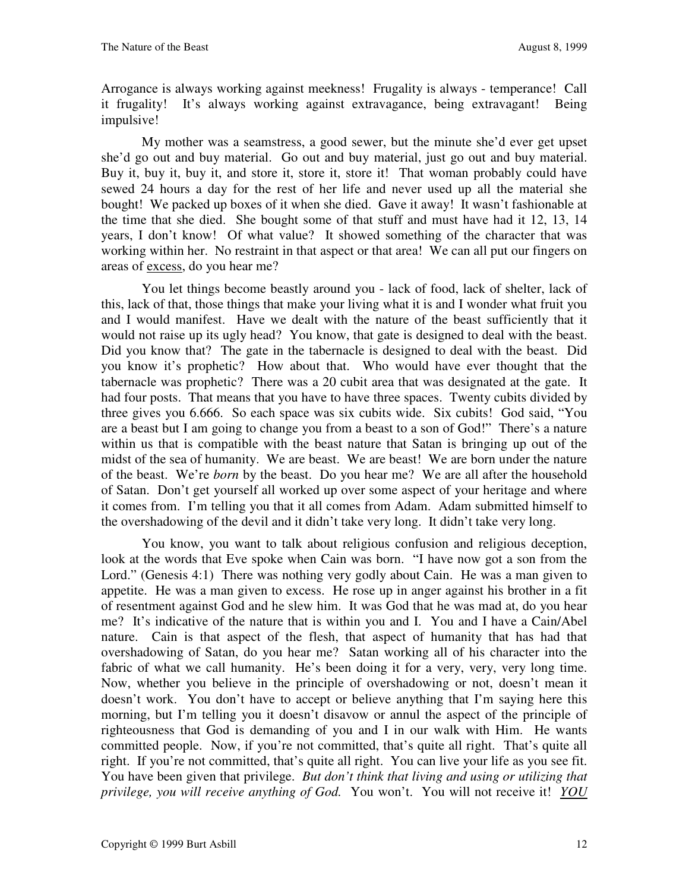Arrogance is always working against meekness! Frugality is always - temperance! Call it frugality! It's always working against extravagance, being extravagant! Being impulsive!

My mother was a seamstress, a good sewer, but the minute she'd ever get upset she'd go out and buy material. Go out and buy material, just go out and buy material. Buy it, buy it, buy it, and store it, store it, store it! That woman probably could have sewed 24 hours a day for the rest of her life and never used up all the material she bought! We packed up boxes of it when she died. Gave it away! It wasn't fashionable at the time that she died. She bought some of that stuff and must have had it 12, 13, 14 years, I don't know! Of what value? It showed something of the character that was working within her. No restraint in that aspect or that area! We can all put our fingers on areas of <u>excess</u>, do you hear me?

You let things become beastly around you - lack of food, lack of shelter, lack of this, lack of that, those things that make your living what it is and I wonder what fruit you and I would manifest. Have we dealt with the nature of the beast sufficiently that it would not raise up its ugly head? You know, that gate is designed to deal with the beast. Did you know that? The gate in the tabernacle is designed to deal with the beast. Did you know it's prophetic? How about that. Who would have ever thought that the tabernacle was prophetic? There was a 20 cubit area that was designated at the gate. It had four posts. That means that you have to have three spaces. Twenty cubits divided by three gives you 6.666. So each space was six cubits wide. Six cubits! God said, "You are a beast but I am going to change you from a beast to a son of God!" There's a nature within us that is compatible with the beast nature that Satan is bringing up out of the midst of the sea of humanity. We are beast. We are beast! We are born under the nature of the beast. We're *born* by the beast. Do you hear me? We are all after the household of Satan. Don't get yourself all worked up over some aspect of your heritage and where it comes from. I'm telling you that it all comes from Adam. Adam submitted himself to the overshadowing of the devil and it didn't take very long. It didn't take very long.

You know, you want to talk about religious confusion and religious deception, look at the words that Eve spoke when Cain was born. "I have now got a son from the Lord." (Genesis 4:1) There was nothing very godly about Cain. He was a man given to appetite. He was a man given to excess. He rose up in anger against his brother in a fit of resentment against God and he slew him. It was God that he was mad at, do you hear me? It's indicative of the nature that is within you and I. You and I have a Cain/Abel nature. Cain is that aspect of the flesh, that aspect of humanity that has had that overshadowing of Satan, do you hear me? Satan working all of his character into the fabric of what we call humanity. He's been doing it for a very, very, very long time. Now, whether you believe in the principle of overshadowing or not, doesn't mean it doesn't work. You don't have to accept or believe anything that I'm saying here this morning, but I'm telling you it doesn't disavow or annul the aspect of the principle of righteousness that God is demanding of you and I in our walk with Him. He wants committed people. Now, if you're not committed, that's quite all right. That's quite all right. If you're not committed, that's quite all right. You can live your life as you see fit. You have been given that privilege. *But don't think that living and using or utilizing that privilege, you will receive anything of God.* You won't. You will not receive it! ***<u>YOU</u>***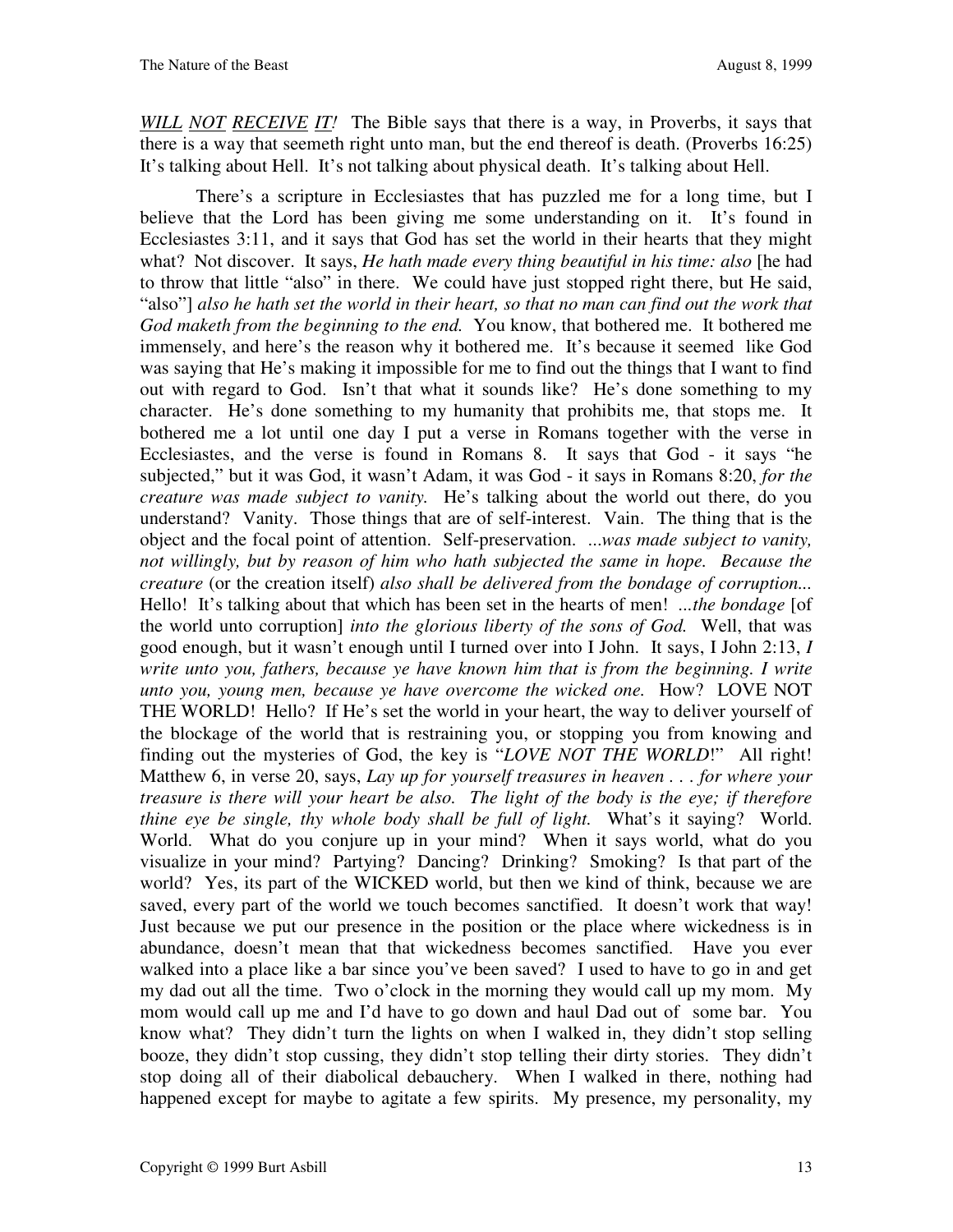***WILL NOT RECEIVE IT!*** The Bible says that there is a way, in Proverbs, it says that there is a way that seemeth right unto man, but the end thereof is death. (Proverbs 16:25) It's talking about Hell. It's not talking about physical death. It's talking about Hell.

There's a scripture in Ecclesiastes that has puzzled me for a long time, but I believe that the Lord has been giving me some understanding on it. It's found in Ecclesiastes 3:11, and it says that God has set the world in their hearts that they might what? Not discover. It says, *He hath made every thing beautiful in his time: also* [he had to throw that little "also" in there. We could have just stopped right there, but He said, "also"] *also he hath set the world in their heart, so that no man can find out the work that God maketh from the beginning to the end.* You know, that bothered me. It bothered me immensely, and here's the reason why it bothered me. It's because it seemed like God was saying that He's making it impossible for me to find out the things that I want to find out with regard to God. Isn't that what it sounds like? He's done something to my character. He's done something to my humanity that prohibits me, that stops me. It bothered me a lot until one day I put a verse in Romans together with the verse in Ecclesiastes, and the verse is found in Romans 8. It says that God - it says "he subjected," but it was God, it wasn't Adam, it was God - it says in Romans 8:20, *for the creature was made subject to vanity.* He's talking about the world out there, do you understand? Vanity. Those things that are of self-interest. Vain. The thing that is the object and the focal point of attention. Self-preservation. *...was made subject to vanity, not willingly, but by reason of him who hath subjected the same in hope. Because the creature* (or the creation itself) *also shall be delivered from the bondage of corruption...* Hello! It's talking about that which has been set in the hearts of men! *...the bondage* [of the world unto corruption] *into the glorious liberty of the sons of God.* Well, that was good enough, but it wasn't enough until I turned over into I John. It says, I John 2:13, *I write unto you, fathers, because ye have known him that is from the beginning. I write unto you, young men, because ye have overcome the wicked one.* How? LOVE NOT THE WORLD! Hello? If He's set the world in your heart, the way to deliver yourself of the blockage of the world that is restraining you, or stopping you from knowing and finding out the mysteries of God, the key is "*LOVE NOT THE WORLD*!" All right! Matthew 6, in verse 20, says, *Lay up for yourself treasures in heaven . . . for where your treasure is there will your heart be also. The light of the body is the eye; if therefore thine eye be single, thy whole body shall be full of light.* What's it saying? World. World. What do you conjure up in your mind? When it says world, what do you visualize in your mind? Partying? Dancing? Drinking? Smoking? Is that part of the world? Yes, its part of the WICKED world, but then we kind of think, because we are saved, every part of the world we touch becomes sanctified. It doesn't work that way! Just because we put our presence in the position or the place where wickedness is in abundance, doesn't mean that that wickedness becomes sanctified. Have you ever walked into a place like a bar since you've been saved? I used to have to go in and get my dad out all the time. Two o'clock in the morning they would call up my mom. My mom would call up me and I'd have to go down and haul Dad out of some bar. You know what? They didn't turn the lights on when I walked in, they didn't stop selling booze, they didn't stop cussing, they didn't stop telling their dirty stories. They didn't stop doing all of their diabolical debauchery. When I walked in there, nothing had happened except for maybe to agitate a few spirits. My presence, my personality, my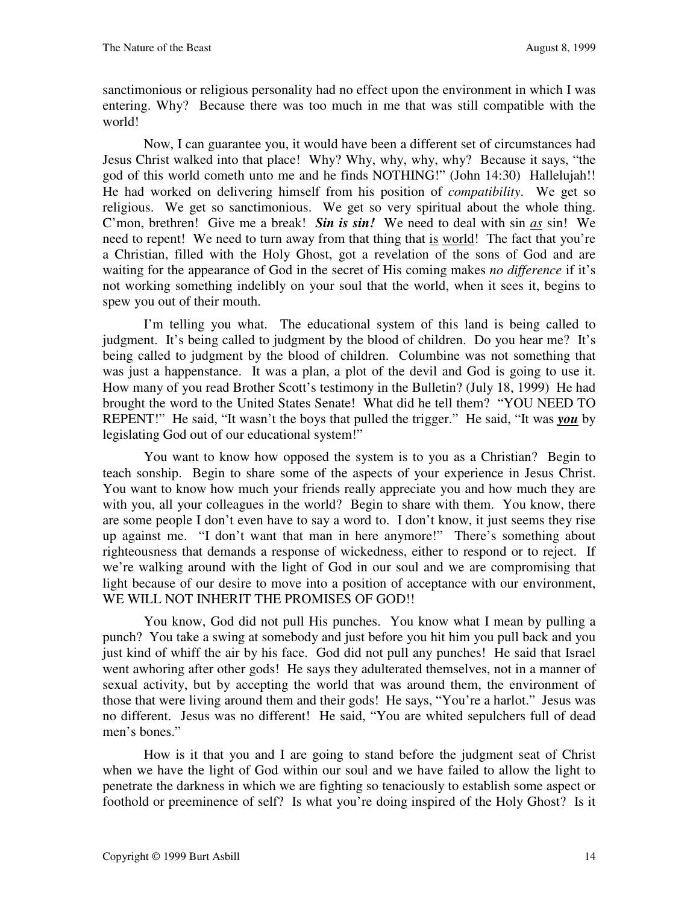sanctimonious or religious personality had no effect upon the environment in which I was entering. Why? Because there was too much in me that was still compatible with the world!

Now, I can guarantee you, it would have been a different set of circumstances had Jesus Christ walked into that place! Why? Why, why, why, why? Because it says, "the god of this world cometh unto me and he finds NOTHING!" (John 14:30) Hallelujah!! He had worked on delivering himself from his position of *compatibility*. We get so religious. We get so sanctimonious. We get so very spiritual about the whole thing. C'mon, brethren! Give me a break! ***Sin is sin!*** We need to deal with sin *as* sin! We need to repent! We need to turn away from that thing that is world! The fact that you're a Christian, filled with the Holy Ghost, got a revelation of the sons of God and are waiting for the appearance of God in the secret of His coming makes *no difference* if it's not working something indelibly on your soul that the world, when it sees it, begins to spew you out of their mouth.

I'm telling you what. The educational system of this land is being called to judgment. It's being called to judgment by the blood of children. Do you hear me? It's being called to judgment by the blood of children. Columbine was not something that was just a happenstance. It was a plan, a plot of the devil and God is going to use it. How many of you read Brother Scott's testimony in the Bulletin? (July 18, 1999) He had brought the word to the United States Senate! What did he tell them? "YOU NEED TO REPENT!" He said, "It wasn't the boys that pulled the trigger." He said, "It was ***you*** by legislating God out of our educational system!"

You want to know how opposed the system is to you as a Christian? Begin to teach sonship. Begin to share some of the aspects of your experience in Jesus Christ. You want to know how much your friends really appreciate you and how much they are with you, all your colleagues in the world? Begin to share with them. You know, there are some people I don't even have to say a word to. I don't know, it just seems they rise up against me. "I don't want that man in here anymore!" There's something about righteousness that demands a response of wickedness, either to respond or to reject. If we're walking around with the light of God in our soul and we are compromising that light because of our desire to move into a position of acceptance with our environment, WE WILL NOT INHERIT THE PROMISES OF GOD!!

You know, God did not pull His punches. You know what I mean by pulling a punch? You take a swing at somebody and just before you hit him you pull back and you just kind of whiff the air by his face. God did not pull any punches! He said that Israel went awhoring after other gods! He says they adulterated themselves, not in a manner of sexual activity, but by accepting the world that was around them, the environment of those that were living around them and their gods! He says, "You're a harlot." Jesus was no different. Jesus was no different! He said, "You are whited sepulchers full of dead men's bones."

How is it that you and I are going to stand before the judgment seat of Christ when we have the light of God within our soul and we have failed to allow the light to penetrate the darkness in which we are fighting so tenaciously to establish some aspect or foothold or preeminence of self? Is what you're doing inspired of the Holy Ghost? Is it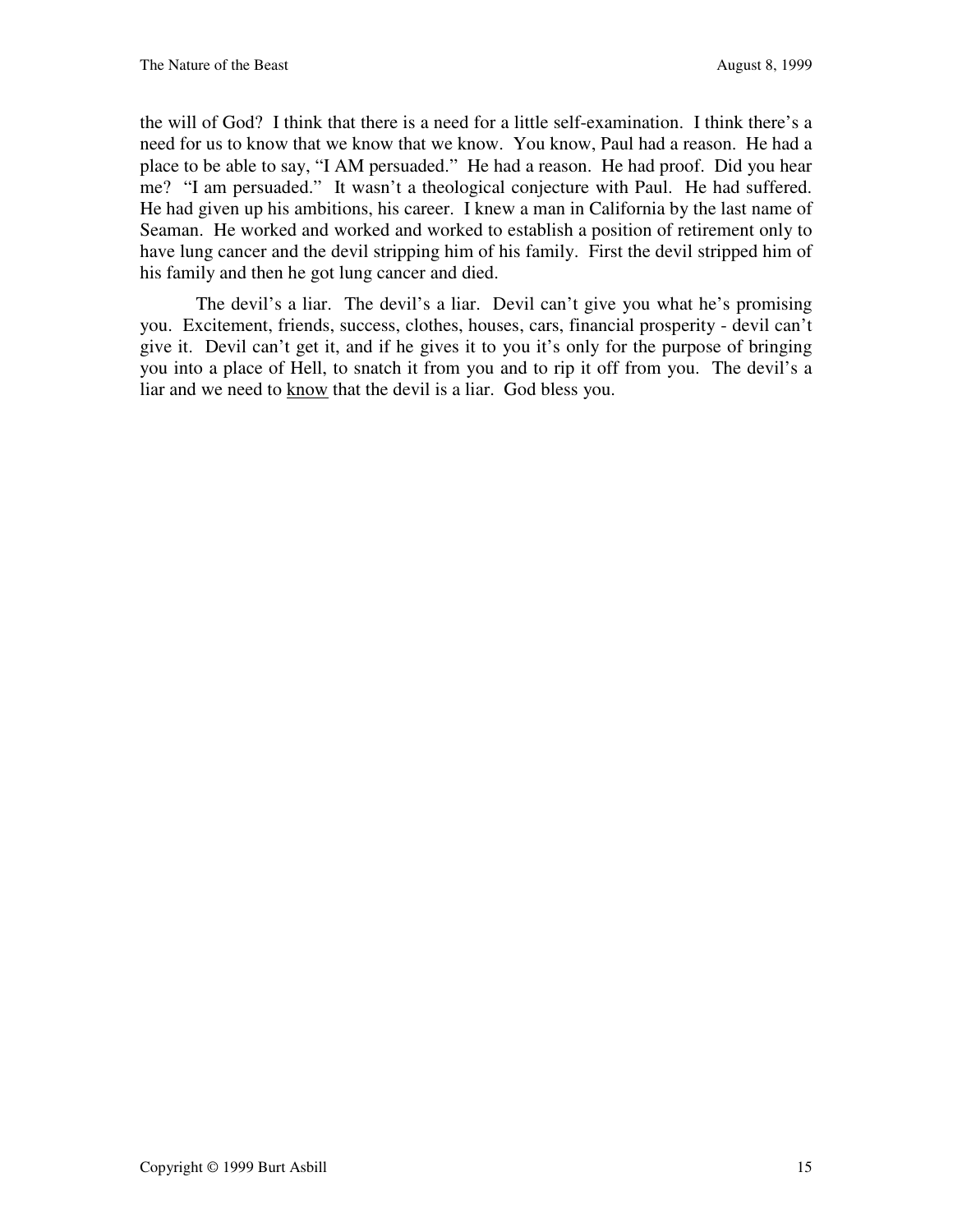the will of God? I think that there is a need for a little self-examination. I think there's a need for us to know that we know that we know. You know, Paul had a reason. He had a place to be able to say, "I AM persuaded." He had a reason. He had proof. Did you hear me? "I am persuaded." It wasn't a theological conjecture with Paul. He had suffered. He had given up his ambitions, his career. I knew a man in California by the last name of Seaman. He worked and worked and worked to establish a position of retirement only to have lung cancer and the devil stripping him of his family. First the devil stripped him of his family and then he got lung cancer and died.

The devil's a liar. The devil's a liar. Devil can't give you what he's promising you. Excitement, friends, success, clothes, houses, cars, financial prosperity - devil can't give it. Devil can't get it, and if he gives it to you it's only for the purpose of bringing you into a place of Hell, to snatch it from you and to rip it off from you. The devil's a liar and we need to <u>know</u> that the devil is a liar. God bless you.